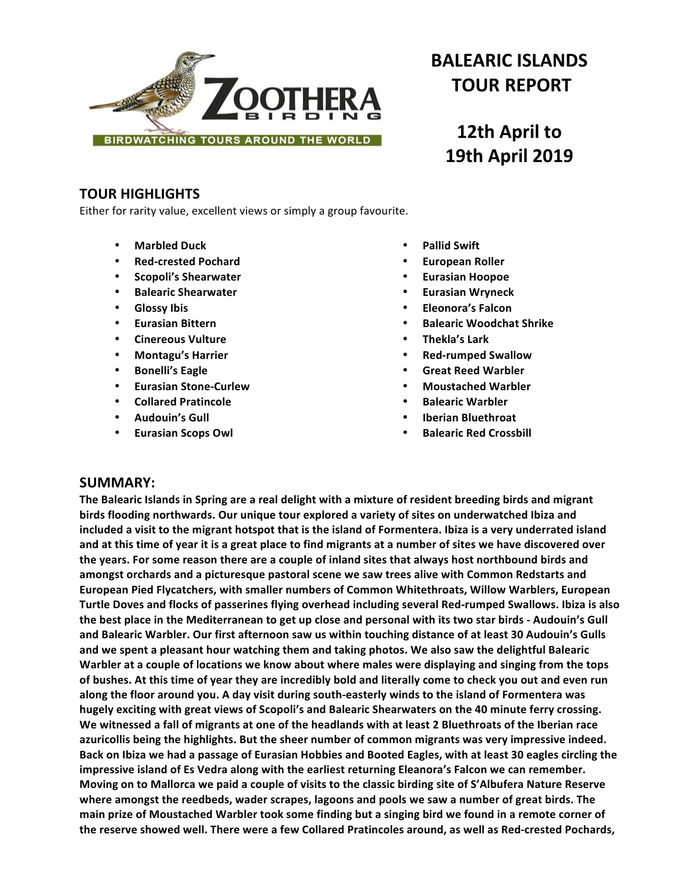# BALEARIC ISLANDS TOUR REPORT

## 12th April to 19th April 2019

### TOUR HIGHLIGHTS

Either for rarity value, excellent views or simply a group favourite.

- **Marbled Duck**
- **Red-crested Pochard**
- **Scopoli's Shearwater**
- **Balearic Shearwater**
- **Glossy Ibis**
- **Eurasian Bittern**
- **Cinereous Vulture**
- **Montagu's Harrier**
- **Bonelli's Eagle**
- **Eurasian Stone-Curlew**
- **Collared Pratincole**
- **Audouin's Gull**
- **Eurasian Scops Owl**
- **Pallid Swift**
- **European Roller**
- **Eurasian Hoopoe**
- **Eurasian Wryneck**
- **Eleonora's Falcon**
- **Balearic Woodchat Shrike**
- **Thekla's Lark**
- **Red-rumped Swallow**
- **Great Reed Warbler**
- **Moustached Warbler**
- **Balearic Warbler**
- **Iberian Bluethroat**
- **Balearic Red Crossbill**

## SUMMARY:

**The Balearic Islands in Spring are a real delight with a mixture of resident breeding birds and migrant birds flooding northwards. Our unique tour explored a variety of sites on underwatched Ibiza and included a visit to the migrant hotspot that is the island of Formentera. Ibiza is a very underrated island and at this time of year it is a great place to find migrants at a number of sites we have discovered over the years. For some reason there are a couple of inland sites that always host northbound birds and amongst orchards and a picturesque pastoral scene we saw trees alive with Common Redstarts and European Pied Flycatchers, with smaller numbers of Common Whitethroats, Willow Warblers, European Turtle Doves and flocks of passerines flying overhead including several Red-rumped Swallows. Ibiza is also the best place in the Mediterranean to get up close and personal with its two star birds - Audouin's Gull and Balearic Warbler. Our first afternoon saw us within touching distance of at least 30 Audouin's Gulls and we spent a pleasant hour watching them and taking photos. We also saw the delightful Balearic Warbler at a couple of locations we know about where males were displaying and singing from the tops of bushes. At this time of year they are incredibly bold and literally come to check you out and even run along the floor around you. A day visit during south-easterly winds to the island of Formentera was hugely exciting with great views of Scopoli's and Balearic Shearwaters on the 40 minute ferry crossing. We witnessed a fall of migrants at one of the headlands with at least 2 Bluethroats of the Iberian race azuricollis being the highlights. But the sheer number of common migrants was very impressive indeed. Back on Ibiza we had a passage of Eurasian Hobbies and Booted Eagles, with at least 30 eagles circling the impressive island of Es Vedra along with the earliest returning Eleanora's Falcon we can remember. Moving on to Mallorca we paid a couple of visits to the classic birding site of S'Albufera Nature Reserve where amongst the reedbeds, wader scrapes, lagoons and pools we saw a number of great birds. The main prize of Moustached Warbler took some finding but a singing bird we found in a remote corner of the reserve showed well. There were a few Collared Pratincoles around, as well as Red-crested Pochards,**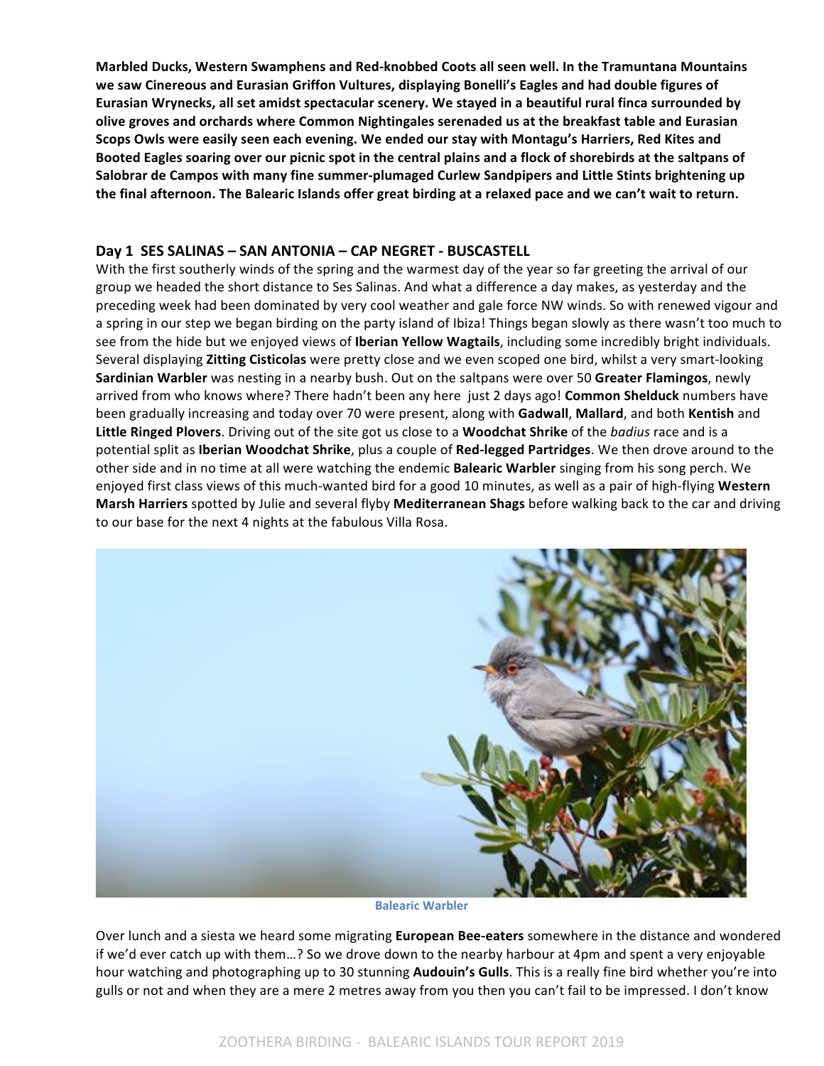**Marbled Ducks, Western Swamphens and Red-knobbed Coots all seen well. In the Tramuntana Mountains we saw Cinereous and Eurasian Griffon Vultures, displaying Bonelli's Eagles and had double figures of Eurasian Wrynecks, all set amidst spectacular scenery. We stayed in a beautiful rural finca surrounded by olive groves and orchards where Common Nightingales serenaded us at the breakfast table and Eurasian Scops Owls were easily seen each evening. We ended our stay with Montagu's Harriers, Red Kites and Booted Eagles soaring over our picnic spot in the central plains and a flock of shorebirds at the saltpans of Salobrar de Campos with many fine summer-plumaged Curlew Sandpipers and Little Stints brightening up the final afternoon. The Balearic Islands offer great birding at a relaxed pace and we can't wait to return.**

## Day 1 SES SALINAS – SAN ANTONIA – CAP NEGRET - BUSCASTELL

With the first southerly winds of the spring and the warmest day of the year so far greeting the arrival of our group we headed the short distance to Ses Salinas. And what a difference a day makes, as yesterday and the preceding week had been dominated by very cool weather and gale force NW winds. So with renewed vigour and a spring in our step we began birding on the party island of Ibiza! Things began slowly as there wasn't too much to see from the hide but we enjoyed views of **Iberian Yellow Wagtails**, including some incredibly bright individuals. Several displaying **Zitting Cisticolas** were pretty close and we even scoped one bird, whilst a very smart-looking **Sardinian Warbler** was nesting in a nearby bush. Out on the saltpans were over 50 **Greater Flamingos**, newly arrived from who knows where? There hadn't been any here just 2 days ago! **Common Shelduck** numbers have been gradually increasing and today over 70 were present, along with **Gadwall**, **Mallard**, and both **Kentish** and **Little Ringed Plovers**. Driving out of the site got us close to a **Woodchat Shrike** of the *badius* race and is a potential split as **Iberian Woodchat Shrike**, plus a couple of **Red-legged Partridges**. We then drove around to the other side and in no time at all were watching the endemic **Balearic Warbler** singing from his song perch. We enjoyed first class views of this much-wanted bird for a good 10 minutes, as well as a pair of high-flying **Western Marsh Harriers** spotted by Julie and several flyby **Mediterranean Shags** before walking back to the car and driving to our base for the next 4 nights at the fabulous Villa Rosa.

Balearic Warbler

Over lunch and a siesta we heard some migrating **European Bee-eaters** somewhere in the distance and wondered if we'd ever catch up with them…? So we drove down to the nearby harbour at 4pm and spent a very enjoyable hour watching and photographing up to 30 stunning **Audouin's Gulls**. This is a really fine bird whether you're into gulls or not and when they are a mere 2 metres away from you then you can't fail to be impressed. I don't know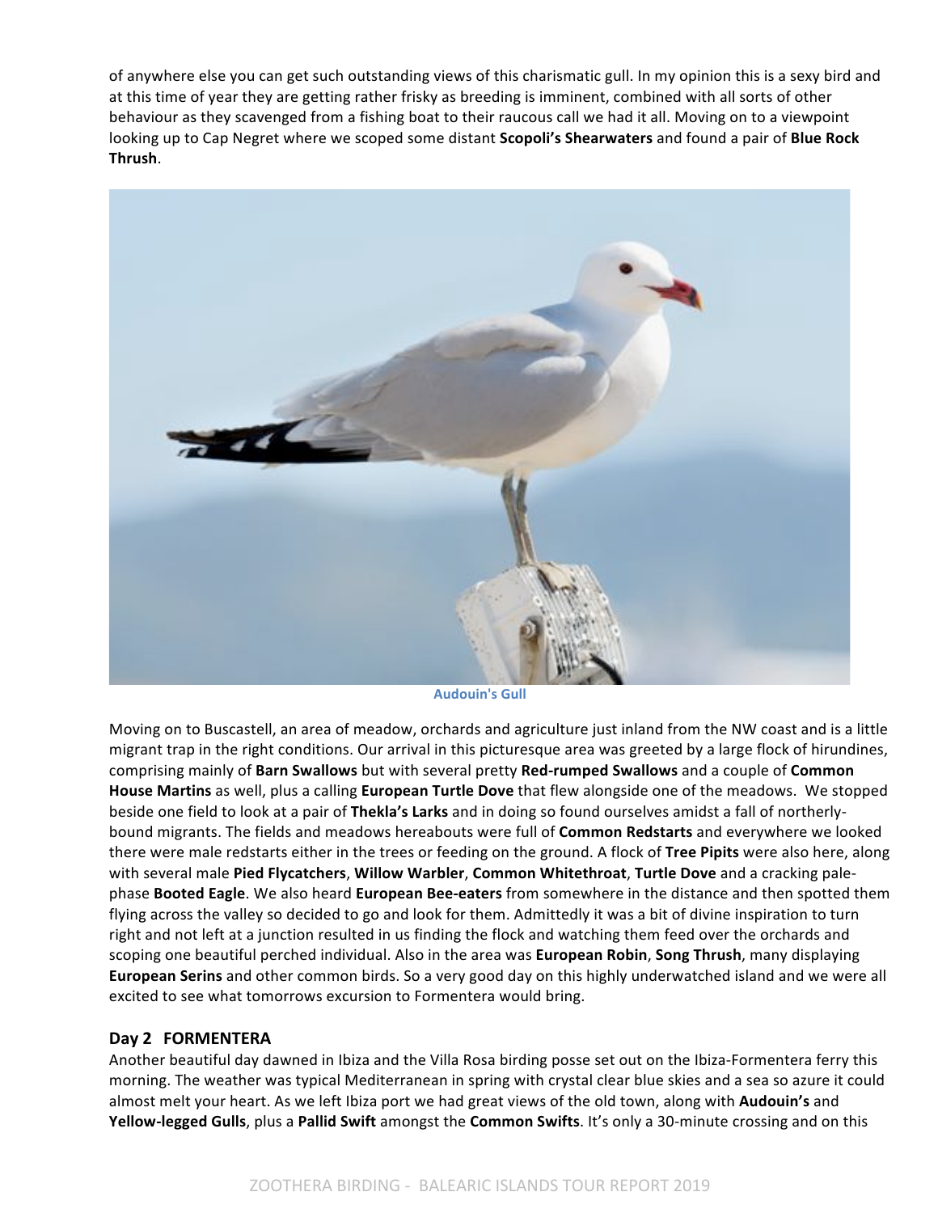of anywhere else you can get such outstanding views of this charismatic gull. In my opinion this is a sexy bird and at this time of year they are getting rather frisky as breeding is imminent, combined with all sorts of other behaviour as they scavenged from a fishing boat to their raucous call we had it all. Moving on to a viewpoint looking up to Cap Negret where we scoped some distant **Scopoli's Shearwaters** and found a pair of **Blue Rock Thrush**.

Audouin's Gull

Moving on to Buscastell, an area of meadow, orchards and agriculture just inland from the NW coast and is a little migrant trap in the right conditions. Our arrival in this picturesque area was greeted by a large flock of hirundines, comprising mainly of **Barn Swallows** but with several pretty **Red-rumped Swallows** and a couple of **Common House Martins** as well, plus a calling **European Turtle Dove** that flew alongside one of the meadows. We stopped beside one field to look at a pair of **Thekla's Larks** and in doing so found ourselves amidst a fall of northerly-bound migrants. The fields and meadows hereabouts were full of **Common Redstarts** and everywhere we looked there were male redstarts either in the trees or feeding on the ground. A flock of **Tree Pipits** were also here, along with several male **Pied Flycatchers**, **Willow Warbler**, **Common Whitethroat**, **Turtle Dove** and a cracking pale-phase **Booted Eagle**. We also heard **European Bee-eaters** from somewhere in the distance and then spotted them flying across the valley so decided to go and look for them. Admittedly it was a bit of divine inspiration to turn right and not left at a junction resulted in us finding the flock and watching them feed over the orchards and scoping one beautiful perched individual. Also in the area was **European Robin**, **Song Thrush**, many displaying **European Serins** and other common birds. So a very good day on this highly underwatched island and we were all excited to see what tomorrows excursion to Formentera would bring.

## Day 2 FORMENTERA

Another beautiful day dawned in Ibiza and the Villa Rosa birding posse set out on the Ibiza-Formentera ferry this morning. The weather was typical Mediterranean in spring with crystal clear blue skies and a sea so azure it could almost melt your heart. As we left Ibiza port we had great views of the old town, along with **Audouin's** and **Yellow-legged Gulls**, plus a **Pallid Swift** amongst the **Common Swifts**. It's only a 30-minute crossing and on this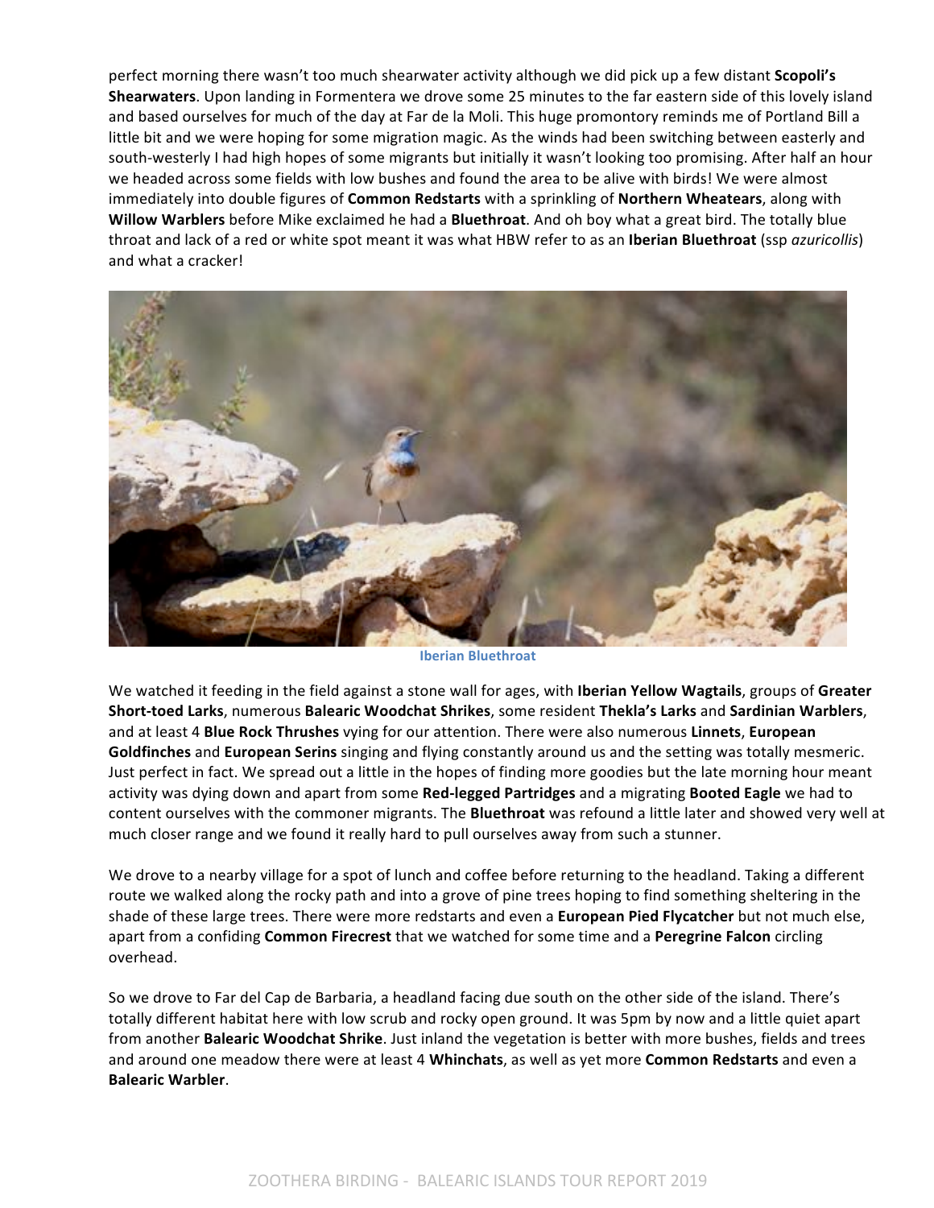perfect morning there wasn't too much shearwater activity although we did pick up a few distant **Scopoli's Shearwaters**. Upon landing in Formentera we drove some 25 minutes to the far eastern side of this lovely island and based ourselves for much of the day at Far de la Moli. This huge promontory reminds me of Portland Bill a little bit and we were hoping for some migration magic. As the winds had been switching between easterly and south-westerly I had high hopes of some migrants but initially it wasn't looking too promising. After half an hour we headed across some fields with low bushes and found the area to be alive with birds! We were almost immediately into double figures of **Common Redstarts** with a sprinkling of **Northern Wheatears**, along with **Willow Warblers** before Mike exclaimed he had a **Bluethroat**. And oh boy what a great bird. The totally blue throat and lack of a red or white spot meant it was what HBW refer to as an **Iberian Bluethroat** (ssp *azuricollis*) and what a cracker!

**Iberian Bluethroat**

We watched it feeding in the field against a stone wall for ages, with **Iberian Yellow Wagtails**, groups of **Greater Short-toed Larks**, numerous **Balearic Woodchat Shrikes**, some resident **Thekla's Larks** and **Sardinian Warblers**, and at least 4 **Blue Rock Thrushes** vying for our attention. There were also numerous **Linnets**, **European Goldfinches** and **European Serins** singing and flying constantly around us and the setting was totally mesmeric. Just perfect in fact. We spread out a little in the hopes of finding more goodies but the late morning hour meant activity was dying down and apart from some **Red-legged Partridges** and a migrating **Booted Eagle** we had to content ourselves with the commoner migrants. The **Bluethroat** was refound a little later and showed very well at much closer range and we found it really hard to pull ourselves away from such a stunner.

We drove to a nearby village for a spot of lunch and coffee before returning to the headland. Taking a different route we walked along the rocky path and into a grove of pine trees hoping to find something sheltering in the shade of these large trees. There were more redstarts and even a **European Pied Flycatcher** but not much else, apart from a confiding **Common Firecrest** that we watched for some time and a **Peregrine Falcon** circling overhead.

So we drove to Far del Cap de Barbaria, a headland facing due south on the other side of the island. There's totally different habitat here with low scrub and rocky open ground. It was 5pm by now and a little quiet apart from another **Balearic Woodchat Shrike**. Just inland the vegetation is better with more bushes, fields and trees and around one meadow there were at least 4 **Whinchats**, as well as yet more **Common Redstarts** and even a **Balearic Warbler**.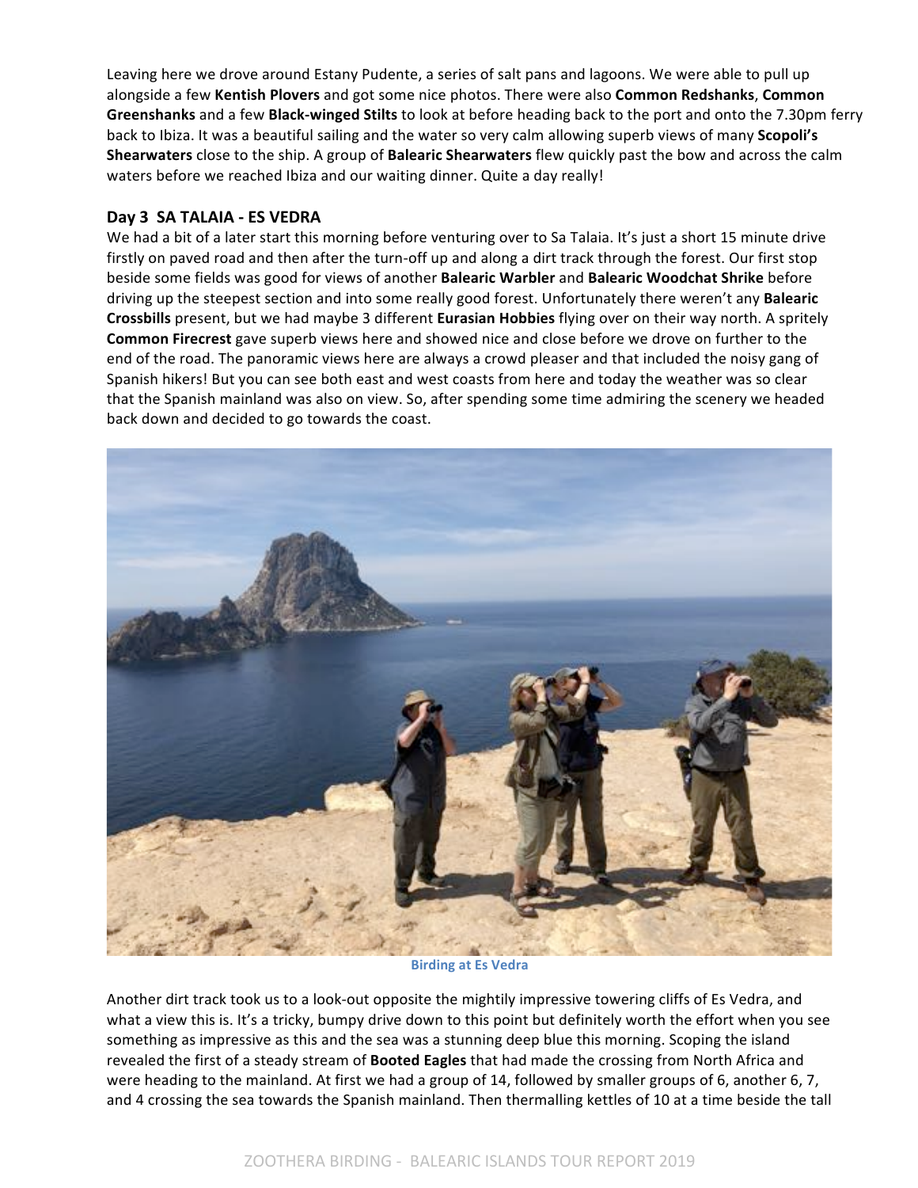Leaving here we drove around Estany Pudente, a series of salt pans and lagoons. We were able to pull up alongside a few **Kentish Plovers** and got some nice photos. There were also **Common Redshanks**, **Common Greenshanks** and a few **Black-winged Stilts** to look at before heading back to the port and onto the 7.30pm ferry back to Ibiza. It was a beautiful sailing and the water so very calm allowing superb views of many **Scopoli's Shearwaters** close to the ship. A group of **Balearic Shearwaters** flew quickly past the bow and across the calm waters before we reached Ibiza and our waiting dinner. Quite a day really!

## Day 3 SA TALAIA - ES VEDRA

We had a bit of a later start this morning before venturing over to Sa Talaia. It's just a short 15 minute drive firstly on paved road and then after the turn-off up and along a dirt track through the forest. Our first stop beside some fields was good for views of another **Balearic Warbler** and **Balearic Woodchat Shrike** before driving up the steepest section and into some really good forest. Unfortunately there weren't any **Balearic Crossbills** present, but we had maybe 3 different **Eurasian Hobbies** flying over on their way north. A spritely **Common Firecrest** gave superb views here and showed nice and close before we drove on further to the end of the road. The panoramic views here are always a crowd pleaser and that included the noisy gang of Spanish hikers! But you can see both east and west coasts from here and today the weather was so clear that the Spanish mainland was also on view. So, after spending some time admiring the scenery we headed back down and decided to go towards the coast.

Birding at Es Vedra

Another dirt track took us to a look-out opposite the mightily impressive towering cliffs of Es Vedra, and what a view this is. It's a tricky, bumpy drive down to this point but definitely worth the effort when you see something as impressive as this and the sea was a stunning deep blue this morning. Scoping the island revealed the first of a steady stream of **Booted Eagles** that had made the crossing from North Africa and were heading to the mainland. At first we had a group of 14, followed by smaller groups of 6, another 6, 7, and 4 crossing the sea towards the Spanish mainland. Then thermalling kettles of 10 at a time beside the tall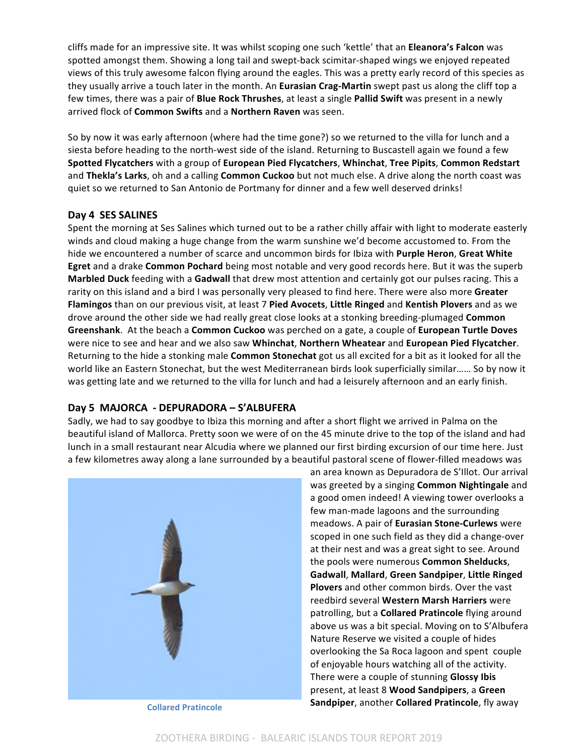cliffs made for an impressive site. It was whilst scoping one such 'kettle' that an **Eleanora's Falcon** was spotted amongst them. Showing a long tail and swept-back scimitar-shaped wings we enjoyed repeated views of this truly awesome falcon flying around the eagles. This was a pretty early record of this species as they usually arrive a touch later in the month. An **Eurasian Crag-Martin** swept past us along the cliff top a few times, there was a pair of **Blue Rock Thrushes**, at least a single **Pallid Swift** was present in a newly arrived flock of **Common Swifts** and a **Northern Raven** was seen.

So by now it was early afternoon (where had the time gone?) so we returned to the villa for lunch and a siesta before heading to the north-west side of the island. Returning to Buscastell again we found a few **Spotted Flycatchers** with a group of **European Pied Flycatchers**, **Whinchat**, **Tree Pipits**, **Common Redstart** and **Thekla's Larks**, oh and a calling **Common Cuckoo** but not much else. A drive along the north coast was quiet so we returned to San Antonio de Portmany for dinner and a few well deserved drinks!

## Day 4 SES SALINES

Spent the morning at Ses Salines which turned out to be a rather chilly affair with light to moderate easterly winds and cloud making a huge change from the warm sunshine we'd become accustomed to. From the hide we encountered a number of scarce and uncommon birds for Ibiza with **Purple Heron**, **Great White Egret** and a drake **Common Pochard** being most notable and very good records here. But it was the superb **Marbled Duck** feeding with a **Gadwall** that drew most attention and certainly got our pulses racing. This a rarity on this island and a bird I was personally very pleased to find here. There were also more **Greater Flamingos** than on our previous visit, at least 7 **Pied Avocets**, **Little Ringed** and **Kentish Plovers** and as we drove around the other side we had really great close looks at a stonking breeding-plumaged **Common Greenshank**. At the beach a **Common Cuckoo** was perched on a gate, a couple of **European Turtle Doves** were nice to see and hear and we also saw **Whinchat**, **Northern Wheatear** and **European Pied Flycatcher**. Returning to the hide a stonking male **Common Stonechat** got us all excited for a bit as it looked for all the world like an Eastern Stonechat, but the west Mediterranean birds look superficially similar…… So by now it was getting late and we returned to the villa for lunch and had a leisurely afternoon and an early finish.

## Day 5 MAJORCA - DEPURADORA – S'ALBUFERA

Sadly, we had to say goodbye to Ibiza this morning and after a short flight we arrived in Palma on the beautiful island of Mallorca. Pretty soon we were of on the 45 minute drive to the top of the island and had lunch in a small restaurant near Alcudia where we planned our first birding excursion of our time here. Just a few kilometres away along a lane surrounded by a beautiful pastoral scene of flower-filled meadows was an area known as Depuradora de S'Illot. Our arrival was greeted by a singing **Common Nightingale** and a good omen indeed! A viewing tower overlooks a few man-made lagoons and the surrounding meadows. A pair of **Eurasian Stone-Curlews** were scoped in one such field as they did a change-over at their nest and was a great sight to see. Around the pools were numerous **Common Shelducks**, **Gadwall**, **Mallard**, **Green Sandpiper**, **Little Ringed Plovers** and other common birds. Over the vast reedbird several **Western Marsh Harriers** were patrolling, but a **Collared Pratincole** flying around above us was a bit special. Moving on to S'Albufera Nature Reserve we visited a couple of hides overlooking the Sa Roca lagoon and spent couple of enjoyable hours watching all of the activity. There were a couple of stunning **Glossy Ibis** present, at least 8 **Wood Sandpipers**, a **Green Sandpiper**, another **Collared Pratincole**, fly away

Collared Pratincole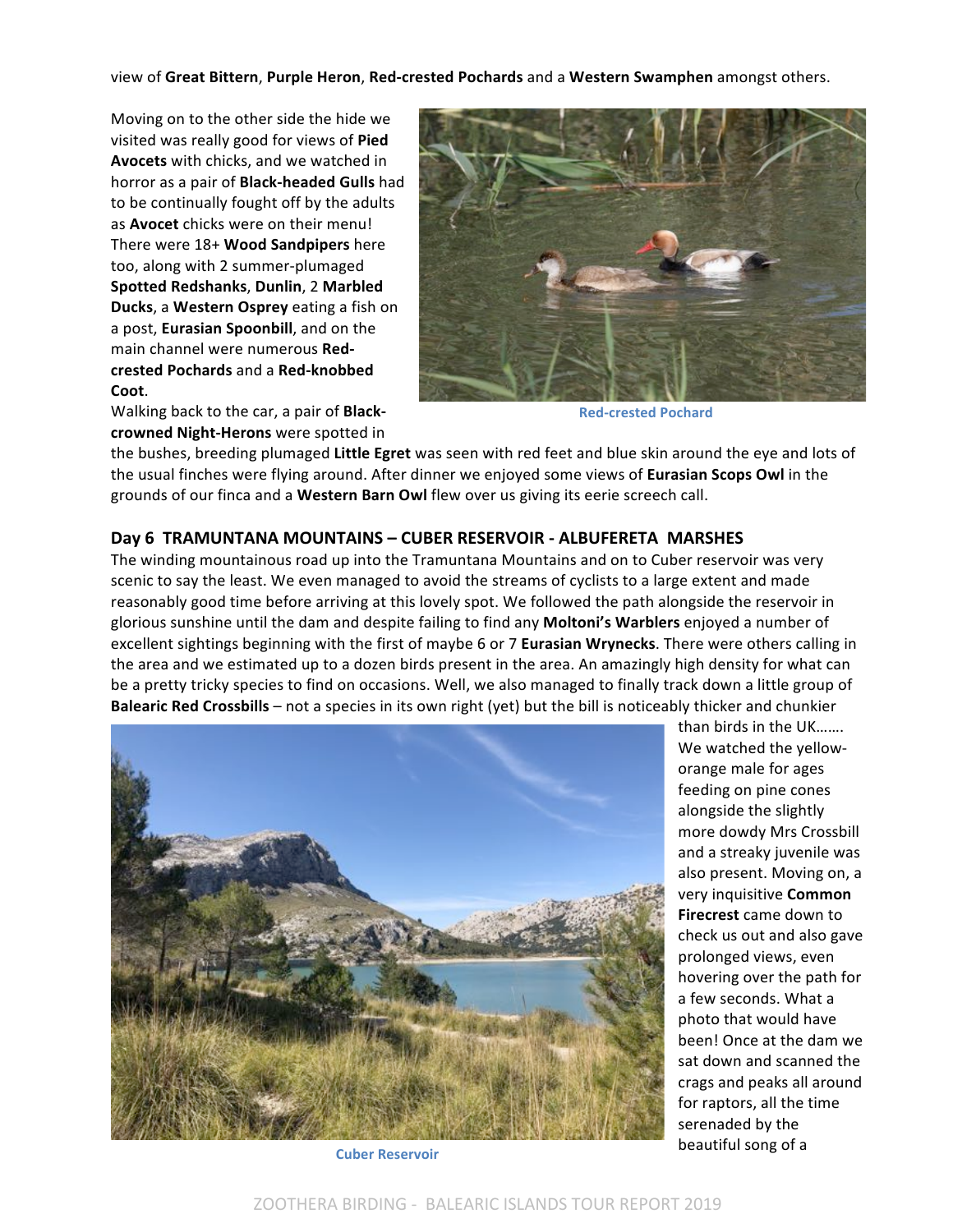view of **Great Bittern**, **Purple Heron**, **Red-crested Pochards** and a **Western Swamphen** amongst others.

Moving on to the other side the hide we visited was really good for views of **Pied Avocets** with chicks, and we watched in horror as a pair of **Black-headed Gulls** had to be continually fought off by the adults as **Avocet** chicks were on their menu! There were 18+ **Wood Sandpipers** here too, along with 2 summer-plumaged **Spotted Redshanks**, **Dunlin**, 2 **Marbled Ducks**, a **Western Osprey** eating a fish on a post, **Eurasian Spoonbill**, and on the main channel were numerous **Red-crested Pochards** and a **Red-knobbed Coot**.

Red-crested Pochard

Walking back to the car, a pair of **Black-crowned Night-Herons** were spotted in the bushes, breeding plumaged **Little Egret** was seen with red feet and blue skin around the eye and lots of the usual finches were flying around. After dinner we enjoyed some views of **Eurasian Scops Owl** in the grounds of our finca and a **Western Barn Owl** flew over us giving its eerie screech call.

## Day 6 TRAMUNTANA MOUNTAINS – CUBER RESERVOIR - ALBUFERETA MARSHES

The winding mountainous road up into the Tramuntana Mountains and on to Cuber reservoir was very scenic to say the least. We even managed to avoid the streams of cyclists to a large extent and made reasonably good time before arriving at this lovely spot. We followed the path alongside the reservoir in glorious sunshine until the dam and despite failing to find any **Moltoni's Warblers** enjoyed a number of excellent sightings beginning with the first of maybe 6 or 7 **Eurasian Wrynecks**. There were others calling in the area and we estimated up to a dozen birds present in the area. An amazingly high density for what can be a pretty tricky species to find on occasions. Well, we also managed to finally track down a little group of **Balearic Red Crossbills** – not a species in its own right (yet) but the bill is noticeably thicker and chunkier than birds in the UK……. We watched the yellow-orange male for ages feeding on pine cones alongside the slightly more dowdy Mrs Crossbill and a streaky juvenile was also present. Moving on, a very inquisitive **Common Firecrest** came down to check us out and also gave prolonged views, even hovering over the path for a few seconds. What a photo that would have been! Once at the dam we sat down and scanned the crags and peaks all around for raptors, all the time serenaded by the beautiful song of a

Cuber Reservoir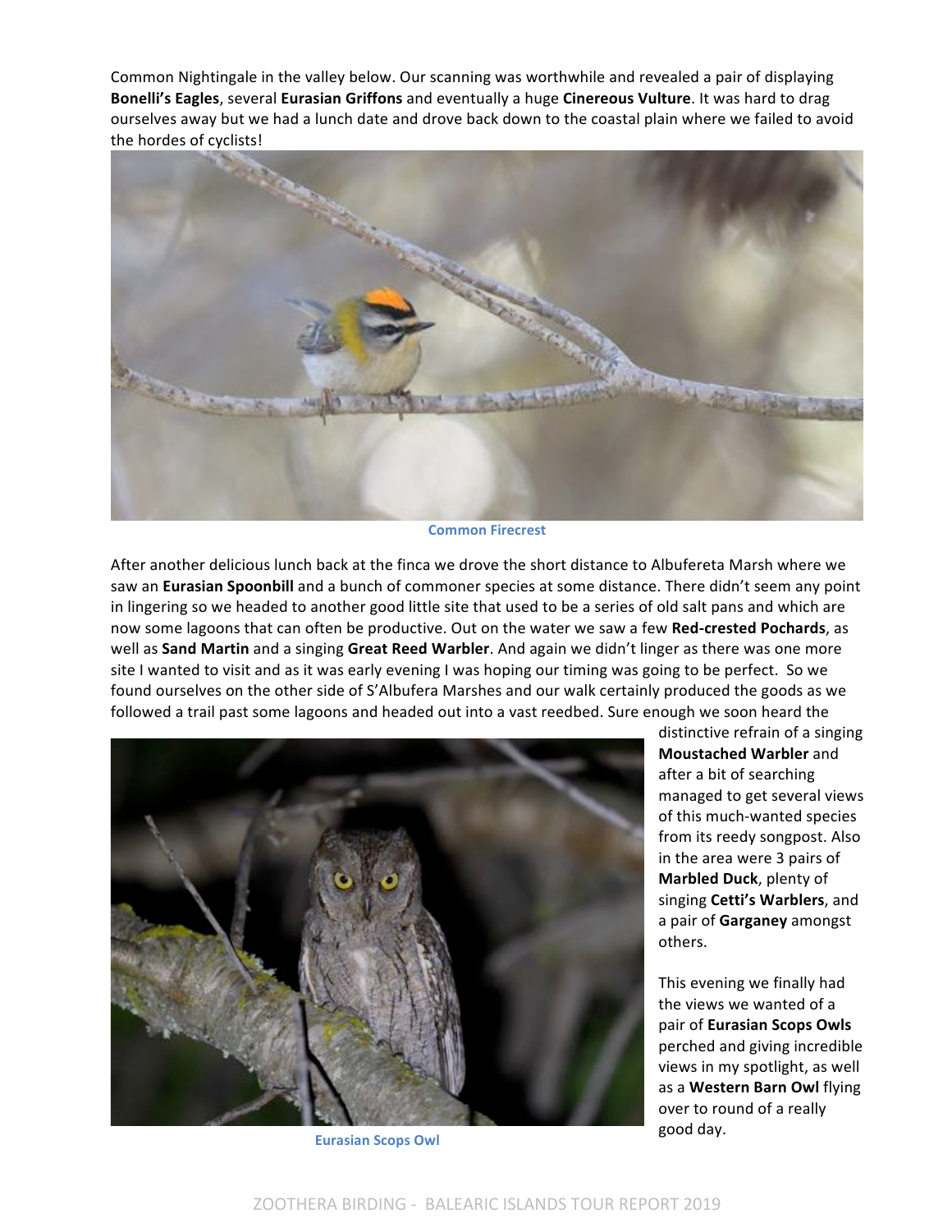Common Nightingale in the valley below. Our scanning was worthwhile and revealed a pair of displaying **Bonelli's Eagles**, several **Eurasian Griffons** and eventually a huge **Cinereous Vulture**. It was hard to drag ourselves away but we had a lunch date and drove back down to the coastal plain where we failed to avoid the hordes of cyclists!

Common Firecrest

After another delicious lunch back at the finca we drove the short distance to Albufereta Marsh where we saw an **Eurasian Spoonbill** and a bunch of commoner species at some distance. There didn't seem any point in lingering so we headed to another good little site that used to be a series of old salt pans and which are now some lagoons that can often be productive. Out on the water we saw a few **Red-crested Pochards**, as well as **Sand Martin** and a singing **Great Reed Warbler**. And again we didn't linger as there was one more site I wanted to visit and as it was early evening I was hoping our timing was going to be perfect. So we found ourselves on the other side of S'Albufera Marshes and our walk certainly produced the goods as we followed a trail past some lagoons and headed out into a vast reedbed. Sure enough we soon heard the distinctive refrain of a singing **Moustached Warbler** and after a bit of searching managed to get several views of this much-wanted species from its reedy songpost. Also in the area were 3 pairs of **Marbled Duck**, plenty of singing **Cetti's Warblers**, and a pair of **Garganey** amongst others.

Eurasian Scops Owl

This evening we finally had the views we wanted of a pair of **Eurasian Scops Owls** perched and giving incredible views in my spotlight, as well as a **Western Barn Owl** flying over to round of a really good day.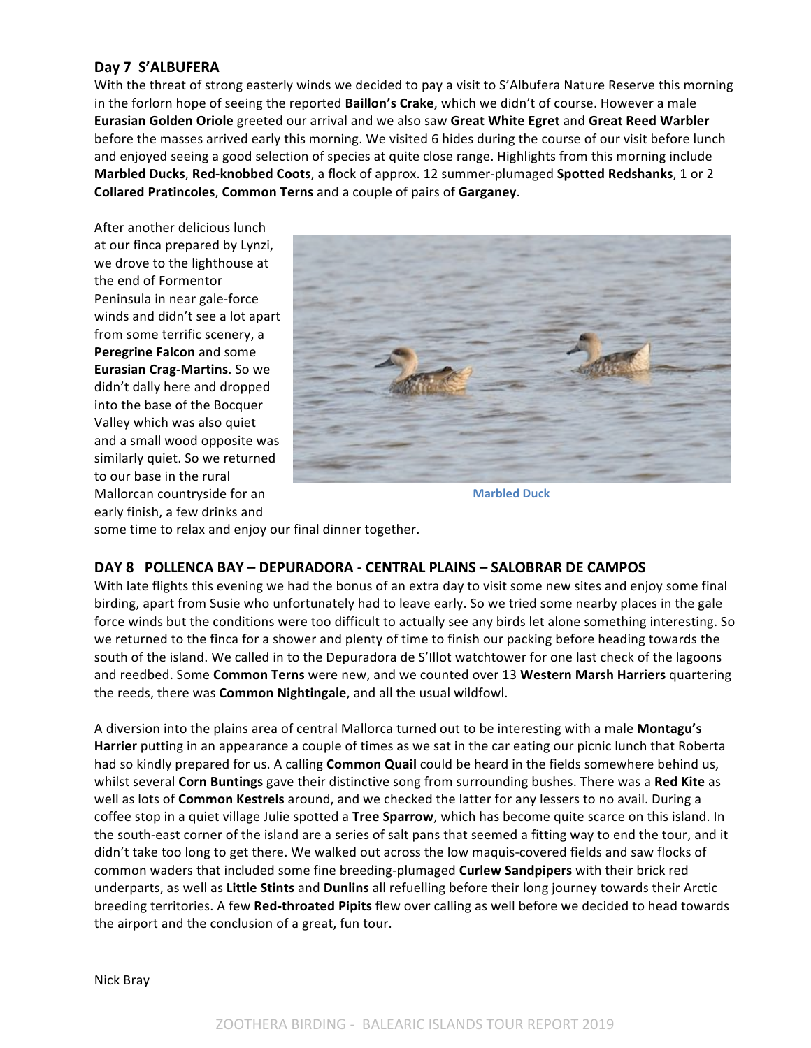## Day 7 S'ALBUFERA

With the threat of strong easterly winds we decided to pay a visit to S'Albufera Nature Reserve this morning in the forlorn hope of seeing the reported **Baillon's Crake**, which we didn't of course. However a male **Eurasian Golden Oriole** greeted our arrival and we also saw **Great White Egret** and **Great Reed Warbler** before the masses arrived early this morning. We visited 6 hides during the course of our visit before lunch and enjoyed seeing a good selection of species at quite close range. Highlights from this morning include **Marbled Ducks**, **Red-knobbed Coots**, a flock of approx. 12 summer-plumaged **Spotted Redshanks**, 1 or 2 **Collared Pratincoles**, **Common Terns** and a couple of pairs of **Garganey**.

After another delicious lunch at our finca prepared by Lynzi, we drove to the lighthouse at the end of Formentor Peninsula in near gale-force winds and didn't see a lot apart from some terrific scenery, a **Peregrine Falcon** and some **Eurasian Crag-Martins**. So we didn't dally here and dropped into the base of the Bocquer Valley which was also quiet and a small wood opposite was similarly quiet. So we returned to our base in the rural Mallorcan countryside for an early finish, a few drinks and some time to relax and enjoy our final dinner together.

Marbled Duck

## DAY 8 POLLENCA BAY – DEPURADORA - CENTRAL PLAINS – SALOBRAR DE CAMPOS

With late flights this evening we had the bonus of an extra day to visit some new sites and enjoy some final birding, apart from Susie who unfortunately had to leave early. So we tried some nearby places in the gale force winds but the conditions were too difficult to actually see any birds let alone something interesting. So we returned to the finca for a shower and plenty of time to finish our packing before heading towards the south of the island. We called in to the Depuradora de S'Illot watchtower for one last check of the lagoons and reedbed. Some **Common Terns** were new, and we counted over 13 **Western Marsh Harriers** quartering the reeds, there was **Common Nightingale**, and all the usual wildfowl.

A diversion into the plains area of central Mallorca turned out to be interesting with a male **Montagu's Harrier** putting in an appearance a couple of times as we sat in the car eating our picnic lunch that Roberta had so kindly prepared for us. A calling **Common Quail** could be heard in the fields somewhere behind us, whilst several **Corn Buntings** gave their distinctive song from surrounding bushes. There was a **Red Kite** as well as lots of **Common Kestrels** around, and we checked the latter for any lessers to no avail. During a coffee stop in a quiet village Julie spotted a **Tree Sparrow**, which has become quite scarce on this island. In the south-east corner of the island are a series of salt pans that seemed a fitting way to end the tour, and it didn't take too long to get there. We walked out across the low maquis-covered fields and saw flocks of common waders that included some fine breeding-plumaged **Curlew Sandpipers** with their brick red underparts, as well as **Little Stints** and **Dunlins** all refuelling before their long journey towards their Arctic breeding territories. A few **Red-throated Pipits** flew over calling as well before we decided to head towards the airport and the conclusion of a great, fun tour.

Nick Bray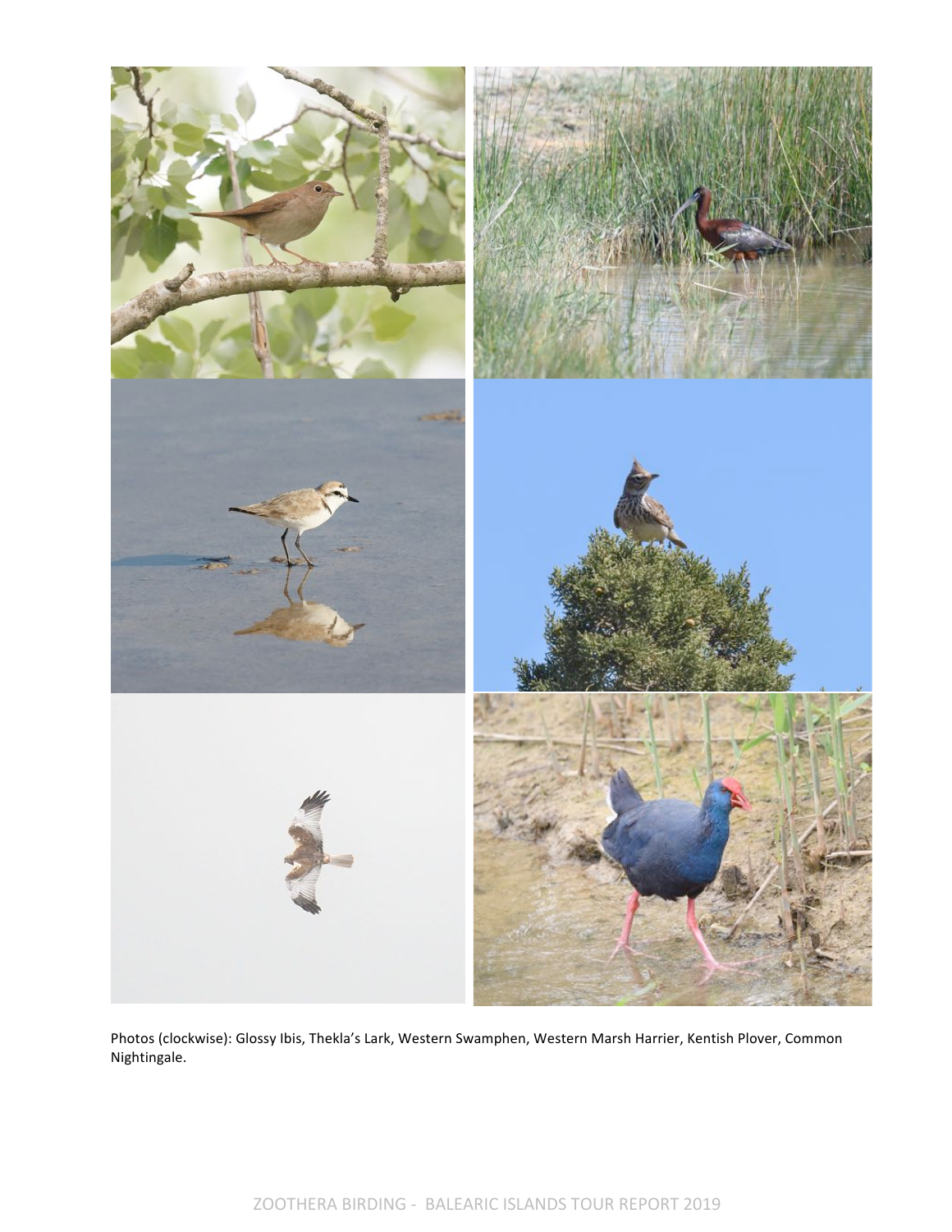Photos (clockwise): Glossy Ibis, Thekla's Lark, Western Swamphen, Western Marsh Harrier, Kentish Plover, Common Nightingale.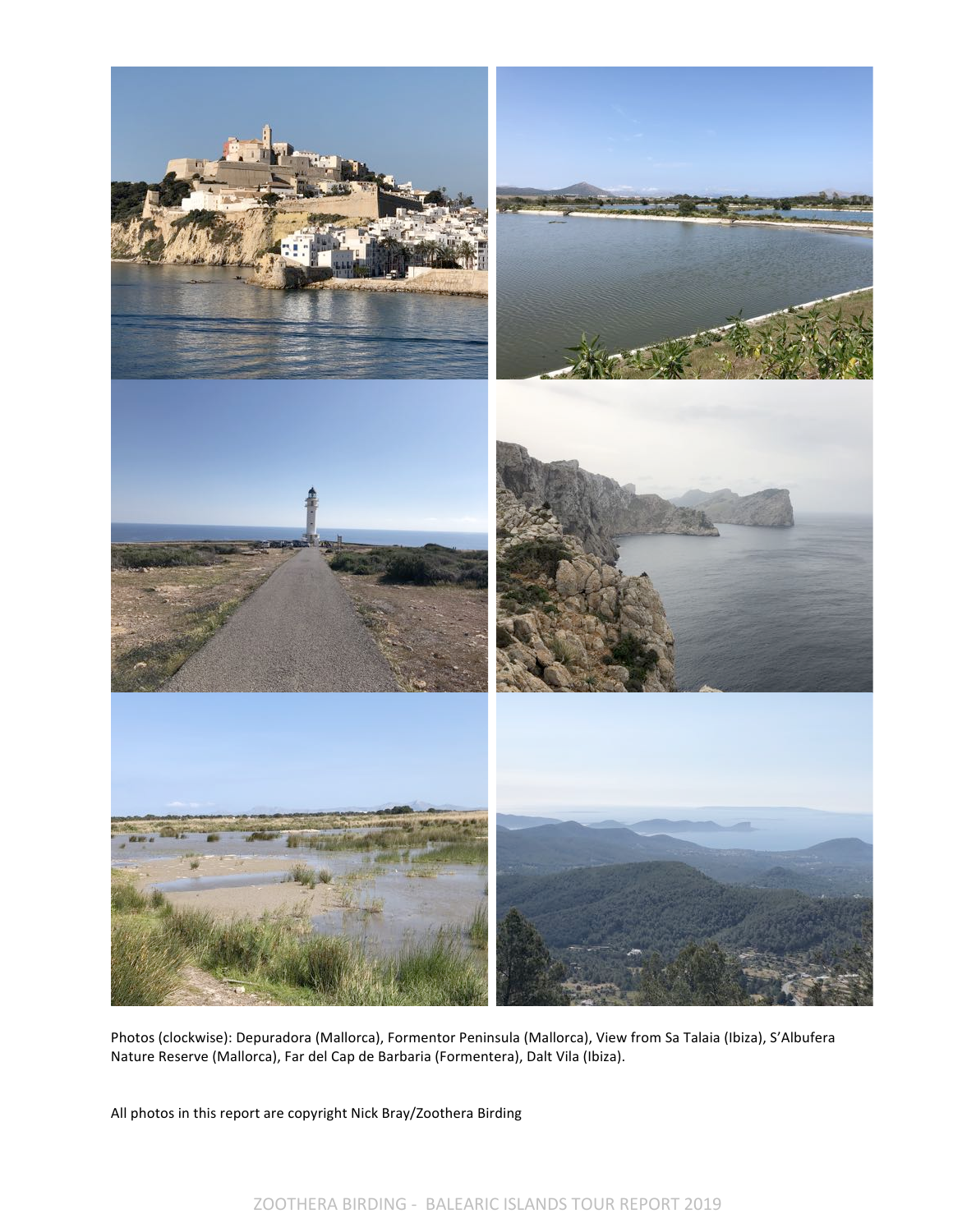Photos (clockwise): Depuradora (Mallorca), Formentor Peninsula (Mallorca), View from Sa Talaia (Ibiza), S'Albufera Nature Reserve (Mallorca), Far del Cap de Barbaria (Formentera), Dalt Vila (Ibiza).

All photos in this report are copyright Nick Bray/Zoothera Birding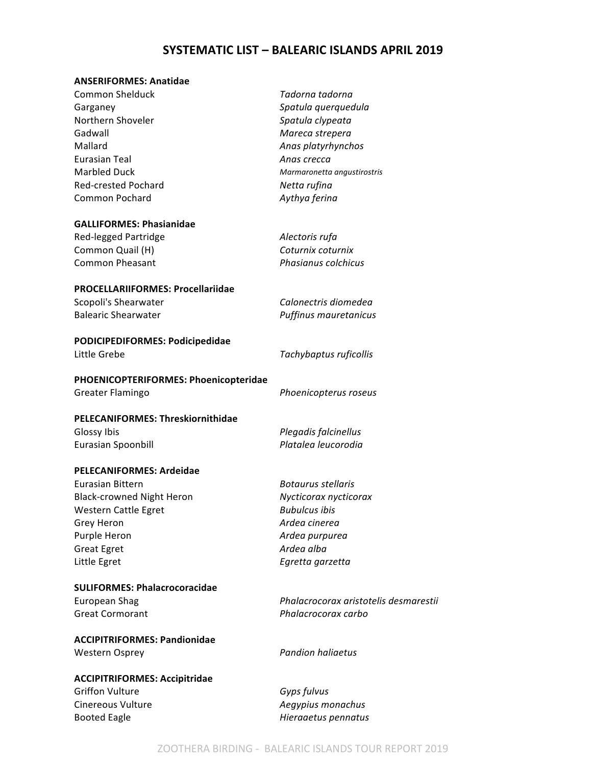# SYSTEMATIC LIST – BALEARIC ISLANDS APRIL 2019

**ANSERIFORMES: Anatidae**

Common Shelduck *Tadorna tadorna*
Garganey *Spatula querquedula*
Northern Shoveler *Spatula clypeata*
Gadwall *Mareca strepera*
Mallard *Anas platyrhynchos*
Eurasian Teal *Anas crecca*
Marbled Duck *Marmaronetta angustirostris*
Red-crested Pochard *Netta rufina*
Common Pochard *Aythya ferina*

**GALLIFORMES: Phasianidae**

Red-legged Partridge *Alectoris rufa*
Common Quail (H) *Coturnix coturnix*
Common Pheasant *Phasianus colchicus*

**PROCELLARIIFORMES: Procellariidae**

Scopoli's Shearwater *Calonectris diomedea*
Balearic Shearwater *Puffinus mauretanicus*

**PODICIPEDIFORMES: Podicipedidae**

Little Grebe *Tachybaptus ruficollis*

**PHOENICOPTERIFORMES: Phoenicopteridae**

Greater Flamingo *Phoenicopterus roseus*

**PELECANIFORMES: Threskiornithidae**

Glossy Ibis *Plegadis falcinellus*
Eurasian Spoonbill *Platalea leucorodia*

**PELECANIFORMES: Ardeidae**

Eurasian Bittern *Botaurus stellaris*
Black-crowned Night Heron *Nycticorax nycticorax*
Western Cattle Egret *Bubulcus ibis*
Grey Heron *Ardea cinerea*
Purple Heron *Ardea purpurea*
Great Egret *Ardea alba*
Little Egret *Egretta garzetta*

**SULIFORMES: Phalacrocoracidae**

European Shag *Phalacrocorax aristotelis desmarestii*
Great Cormorant *Phalacrocorax carbo*

**ACCIPITRIFORMES: Pandionidae**

Western Osprey *Pandion haliaetus*

**ACCIPITRIFORMES: Accipitridae**

Griffon Vulture *Gyps fulvus*
Cinereous Vulture *Aegypius monachus*
Booted Eagle *Hieraaetus pennatus*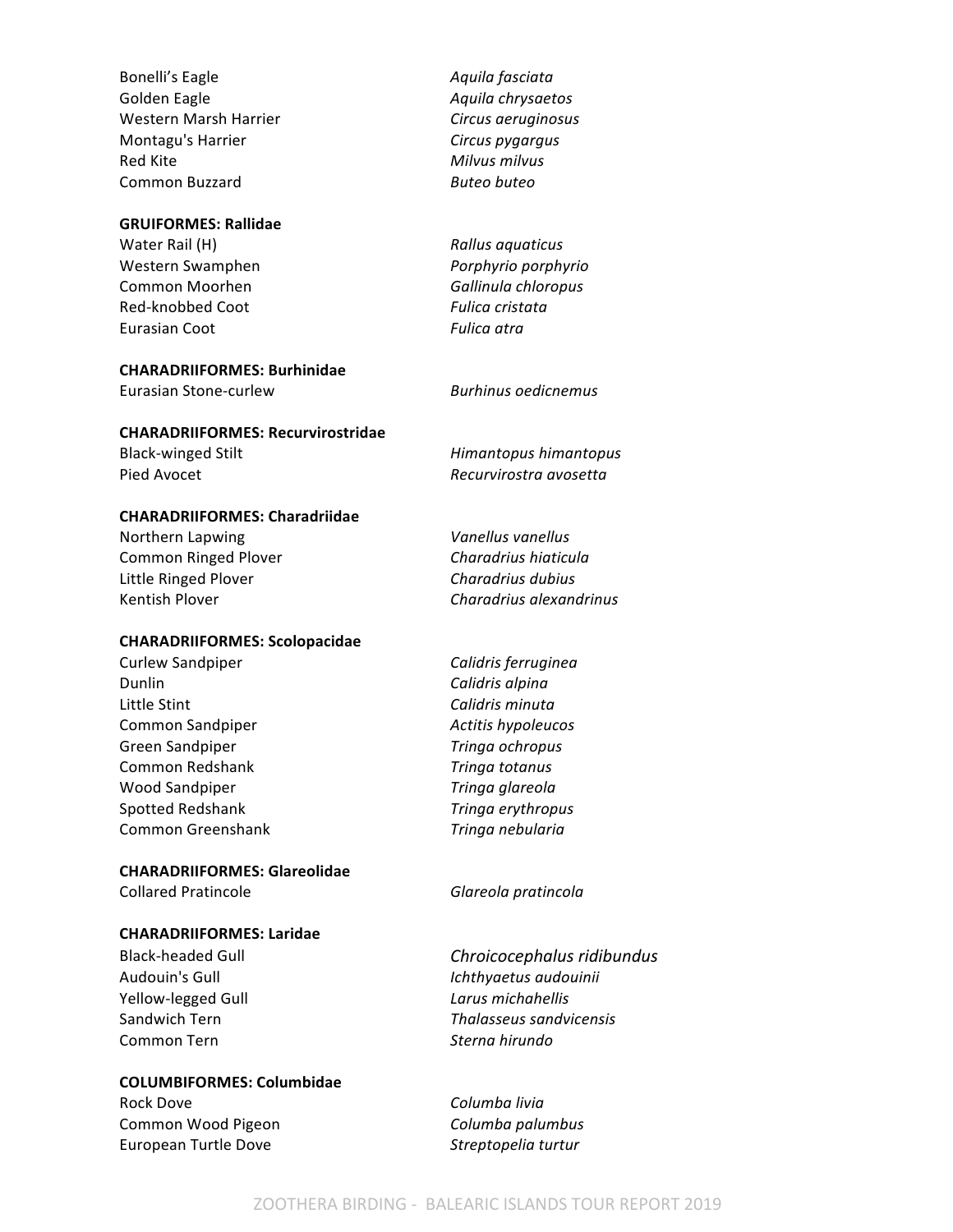| | |
|---|---|
| Bonelli's Eagle | *Aquila fasciata* |
| Golden Eagle | *Aquila chrysaetos* |
| Western Marsh Harrier | *Circus aeruginosus* |
| Montagu's Harrier | *Circus pygargus* |
| Red Kite | *Milvus milvus* |
| Common Buzzard | *Buteo buteo* |

**GRUIFORMES: Rallidae**

| | |
|---|---|
| Water Rail (H) | *Rallus aquaticus* |
| Western Swamphen | *Porphyrio porphyrio* |
| Common Moorhen | *Gallinula chloropus* |
| Red-knobbed Coot | *Fulica cristata* |
| Eurasian Coot | *Fulica atra* |

**CHARADRIIFORMES: Burhinidae**

| | |
|---|---|
| Eurasian Stone-curlew | *Burhinus oedicnemus* |

**CHARADRIIFORMES: Recurvirostridae**

| | |
|---|---|
| Black-winged Stilt | *Himantopus himantopus* |
| Pied Avocet | *Recurvirostra avosetta* |

**CHARADRIIFORMES: Charadriidae**

| | |
|---|---|
| Northern Lapwing | *Vanellus vanellus* |
| Common Ringed Plover | *Charadrius hiaticula* |
| Little Ringed Plover | *Charadrius dubius* |
| Kentish Plover | *Charadrius alexandrinus* |

**CHARADRIIFORMES: Scolopacidae**

| | |
|---|---|
| Curlew Sandpiper | *Calidris ferruginea* |
| Dunlin | *Calidris alpina* |
| Little Stint | *Calidris minuta* |
| Common Sandpiper | *Actitis hypoleucos* |
| Green Sandpiper | *Tringa ochropus* |
| Common Redshank | *Tringa totanus* |
| Wood Sandpiper | *Tringa glareola* |
| Spotted Redshank | *Tringa erythropus* |
| Common Greenshank | *Tringa nebularia* |

**CHARADRIIFORMES: Glareolidae**

| | |
|---|---|
| Collared Pratincole | *Glareola pratincola* |

**CHARADRIIFORMES: Laridae**

| | |
|---|---|
| Black-headed Gull | *Chroicocephalus ridibundus* |
| Audouin's Gull | *Ichthyaetus audouinii* |
| Yellow-legged Gull | *Larus michahellis* |
| Sandwich Tern | *Thalasseus sandvicensis* |
| Common Tern | *Sterna hirundo* |

**COLUMBIFORMES: Columbidae**

| | |
|---|---|
| Rock Dove | *Columba livia* |
| Common Wood Pigeon | *Columba palumbus* |
| European Turtle Dove | *Streptopelia turtur* |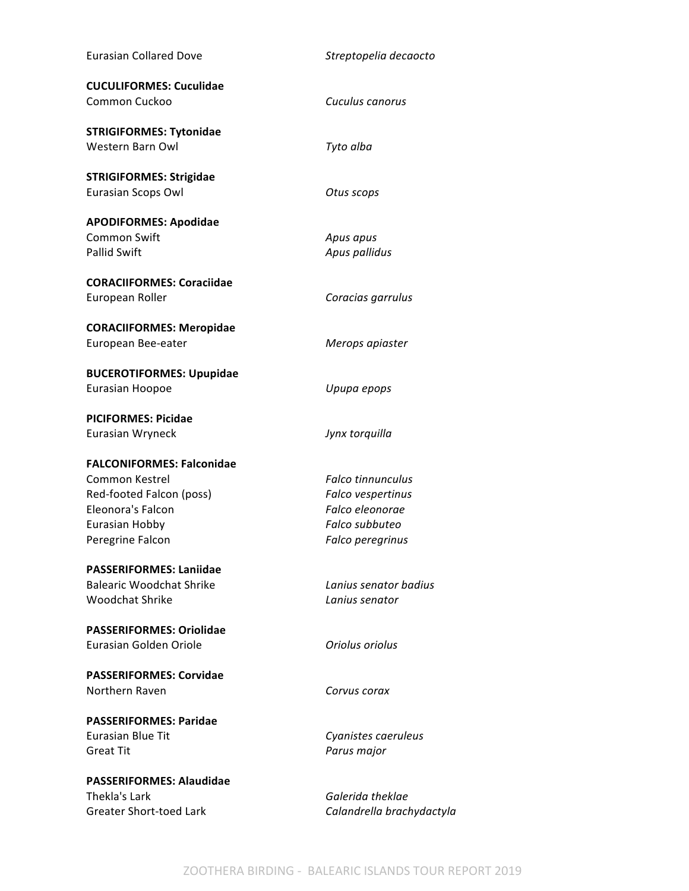Eurasian Collared Dove — *Streptopelia decaocto*

**CUCULIFORMES: Cuculidae**
Common Cuckoo — *Cuculus canorus*

**STRIGIFORMES: Tytonidae**
Western Barn Owl — *Tyto alba*

**STRIGIFORMES: Strigidae**
Eurasian Scops Owl — *Otus scops*

**APODIFORMES: Apodidae**
Common Swift — *Apus apus*
Pallid Swift — *Apus pallidus*

**CORACIIFORMES: Coraciidae**
European Roller — *Coracias garrulus*

**CORACIIFORMES: Meropidae**
European Bee-eater — *Merops apiaster*

**BUCEROTIFORMES: Upupidae**
Eurasian Hoopoe — *Upupa epops*

**PICIFORMES: Picidae**
Eurasian Wryneck — *Jynx torquilla*

**FALCONIFORMES: Falconidae**
Common Kestrel — *Falco tinnunculus*
Red-footed Falcon (poss) — *Falco vespertinus*
Eleonora's Falcon — *Falco eleonorae*
Eurasian Hobby — *Falco subbuteo*
Peregrine Falcon — *Falco peregrinus*

**PASSERIFORMES: Laniidae**
Balearic Woodchat Shrike — *Lanius senator badius*
Woodchat Shrike — *Lanius senator*

**PASSERIFORMES: Oriolidae**
Eurasian Golden Oriole — *Oriolus oriolus*

**PASSERIFORMES: Corvidae**
Northern Raven — *Corvus corax*

**PASSERIFORMES: Paridae**
Eurasian Blue Tit — *Cyanistes caeruleus*
Great Tit — *Parus major*

**PASSERIFORMES: Alaudidae**
Thekla's Lark — *Galerida theklae*
Greater Short-toed Lark — *Calandrella brachydactyla*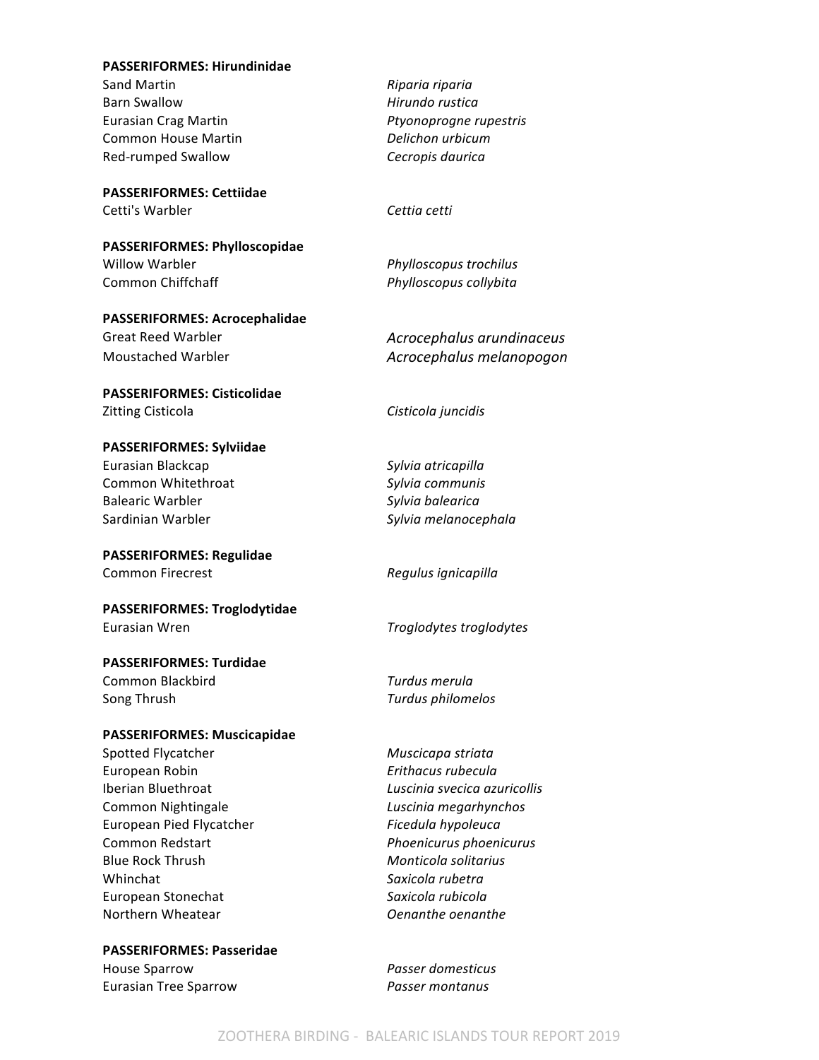**PASSERIFORMES: Hirundinidae**

| | |
|---|---|
| Sand Martin | *Riparia riparia* |
| Barn Swallow | *Hirundo rustica* |
| Eurasian Crag Martin | *Ptyonoprogne rupestris* |
| Common House Martin | *Delichon urbicum* |
| Red-rumped Swallow | *Cecropis daurica* |

**PASSERIFORMES: Cettiidae**

| | |
|---|---|
| Cetti's Warbler | *Cettia cetti* |

**PASSERIFORMES: Phylloscopidae**

| | |
|---|---|
| Willow Warbler | *Phylloscopus trochilus* |
| Common Chiffchaff | *Phylloscopus collybita* |

**PASSERIFORMES: Acrocephalidae**

| | |
|---|---|
| Great Reed Warbler | *Acrocephalus arundinaceus* |
| Moustached Warbler | *Acrocephalus melanopogon* |

**PASSERIFORMES: Cisticolidae**

| | |
|---|---|
| Zitting Cisticola | *Cisticola juncidis* |

**PASSERIFORMES: Sylviidae**

| | |
|---|---|
| Eurasian Blackcap | *Sylvia atricapilla* |
| Common Whitethroat | *Sylvia communis* |
| Balearic Warbler | *Sylvia balearica* |
| Sardinian Warbler | *Sylvia melanocephala* |

**PASSERIFORMES: Regulidae**

| | |
|---|---|
| Common Firecrest | *Regulus ignicapilla* |

**PASSERIFORMES: Troglodytidae**

| | |
|---|---|
| Eurasian Wren | *Troglodytes troglodytes* |

**PASSERIFORMES: Turdidae**

| | |
|---|---|
| Common Blackbird | *Turdus merula* |
| Song Thrush | *Turdus philomelos* |

**PASSERIFORMES: Muscicapidae**

| | |
|---|---|
| Spotted Flycatcher | *Muscicapa striata* |
| European Robin | *Erithacus rubecula* |
| Iberian Bluethroat | *Luscinia svecica azuricollis* |
| Common Nightingale | *Luscinia megarhynchos* |
| European Pied Flycatcher | *Ficedula hypoleuca* |
| Common Redstart | *Phoenicurus phoenicurus* |
| Blue Rock Thrush | *Monticola solitarius* |
| Whinchat | *Saxicola rubetra* |
| European Stonechat | *Saxicola rubicola* |
| Northern Wheatear | *Oenanthe oenanthe* |

**PASSERIFORMES: Passeridae**

| | |
|---|---|
| House Sparrow | *Passer domesticus* |
| Eurasian Tree Sparrow | *Passer montanus* |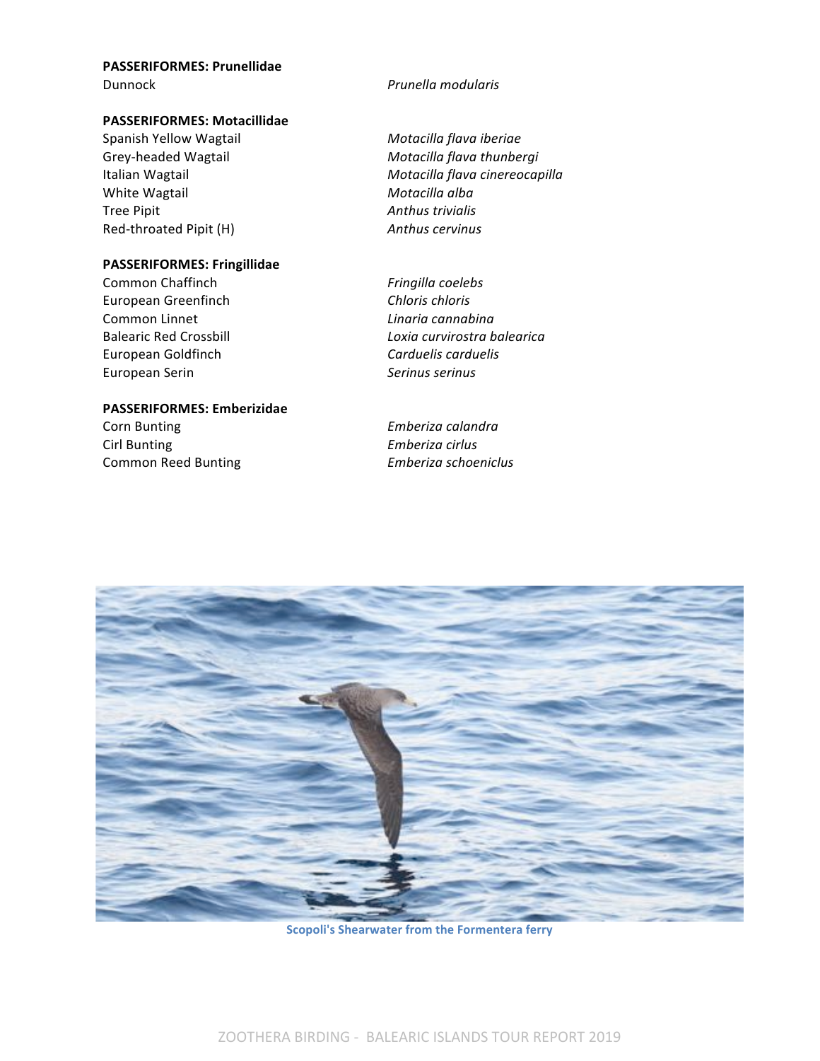**PASSERIFORMES: Prunellidae**

| | |
|---|---|
| Dunnock | *Prunella modularis* |

**PASSERIFORMES: Motacillidae**

| | |
|---|---|
| Spanish Yellow Wagtail | *Motacilla flava iberiae* |
| Grey-headed Wagtail | *Motacilla flava thunbergi* |
| Italian Wagtail | *Motacilla flava cinereocapilla* |
| White Wagtail | *Motacilla alba* |
| Tree Pipit | *Anthus trivialis* |
| Red-throated Pipit (H) | *Anthus cervinus* |

**PASSERIFORMES: Fringillidae**

| | |
|---|---|
| Common Chaffinch | *Fringilla coelebs* |
| European Greenfinch | *Chloris chloris* |
| Common Linnet | *Linaria cannabina* |
| Balearic Red Crossbill | *Loxia curvirostra balearica* |
| European Goldfinch | *Carduelis carduelis* |
| European Serin | *Serinus serinus* |

**PASSERIFORMES: Emberizidae**

| | |
|---|---|
| Corn Bunting | *Emberiza calandra* |
| Cirl Bunting | *Emberiza cirlus* |
| Common Reed Bunting | *Emberiza schoeniclus* |

Scopoli's Shearwater from the Formentera ferry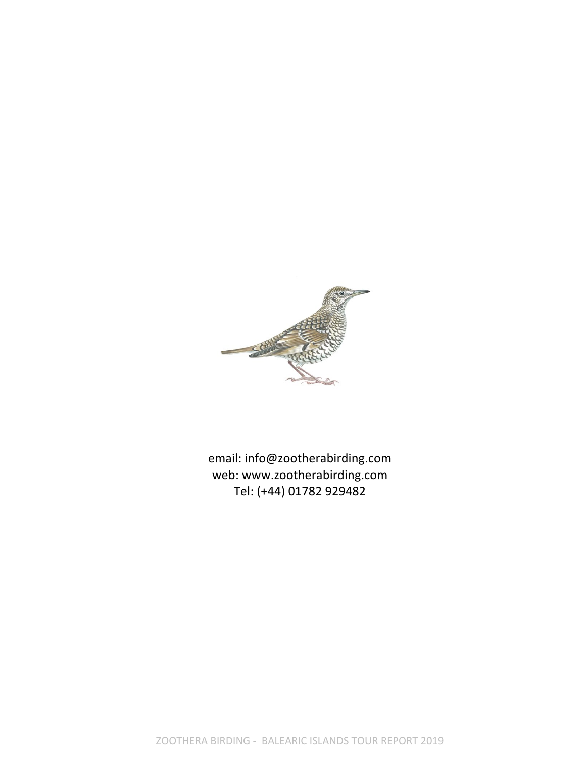email: info@zootherabirding.com
web: www.zootherabirding.com
Tel: (+44) 01782 929482